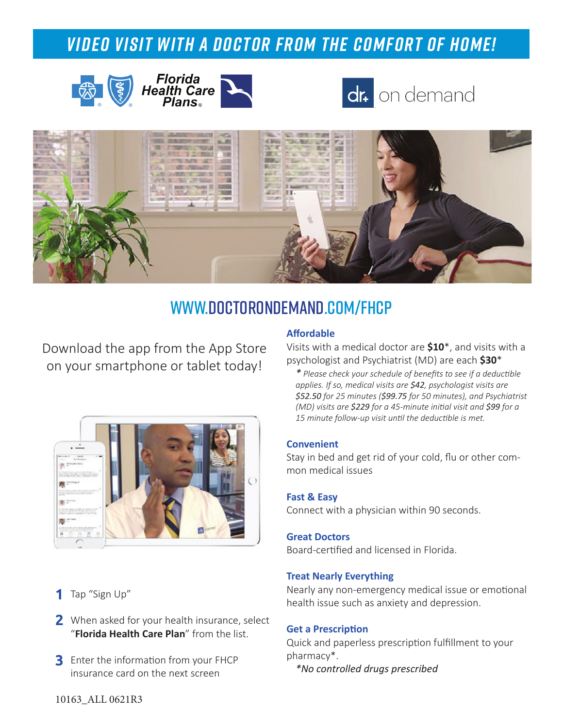# VIDEO VISIT WITH A DOCTOR FROM THE COMFORT OF HOME!

Florida Health Care Plans

dr. on demand

## WWW.DOCTORONDEMAND.COM/FHCP

Download the app from the App Store on your smartphone or tablet today!

1. Tap "Sign Up"
2. When asked for your health insurance, select "**Florida Health Care Plan**" from the list.
3. Enter the information from your FHCP insurance card on the next screen

### Affordable

Visits with a medical doctor are **$10***, and visits with a psychologist and Psychiatrist (MD) are each **$30***

*\* Please check your schedule of benefits to see if a deductible applies. If so, medical visits are $42, psychologist visits are $52.50 for 25 minutes ($99.75 for 50 minutes), and Psychiatrist (MD) visits are $229 for a 45-minute initial visit and $99 for a 15 minute follow-up visit until the deductible is met.*

### Convenient

Stay in bed and get rid of your cold, flu or other common medical issues

### Fast & Easy

Connect with a physician within 90 seconds.

### Great Doctors

Board-certified and licensed in Florida.

### Treat Nearly Everything

Nearly any non-emergency medical issue or emotional health issue such as anxiety and depression.

### Get a Prescription

Quick and paperless prescription fulfillment to your pharmacy*.

*\*No controlled drugs prescribed*

10163_ALL 0621R3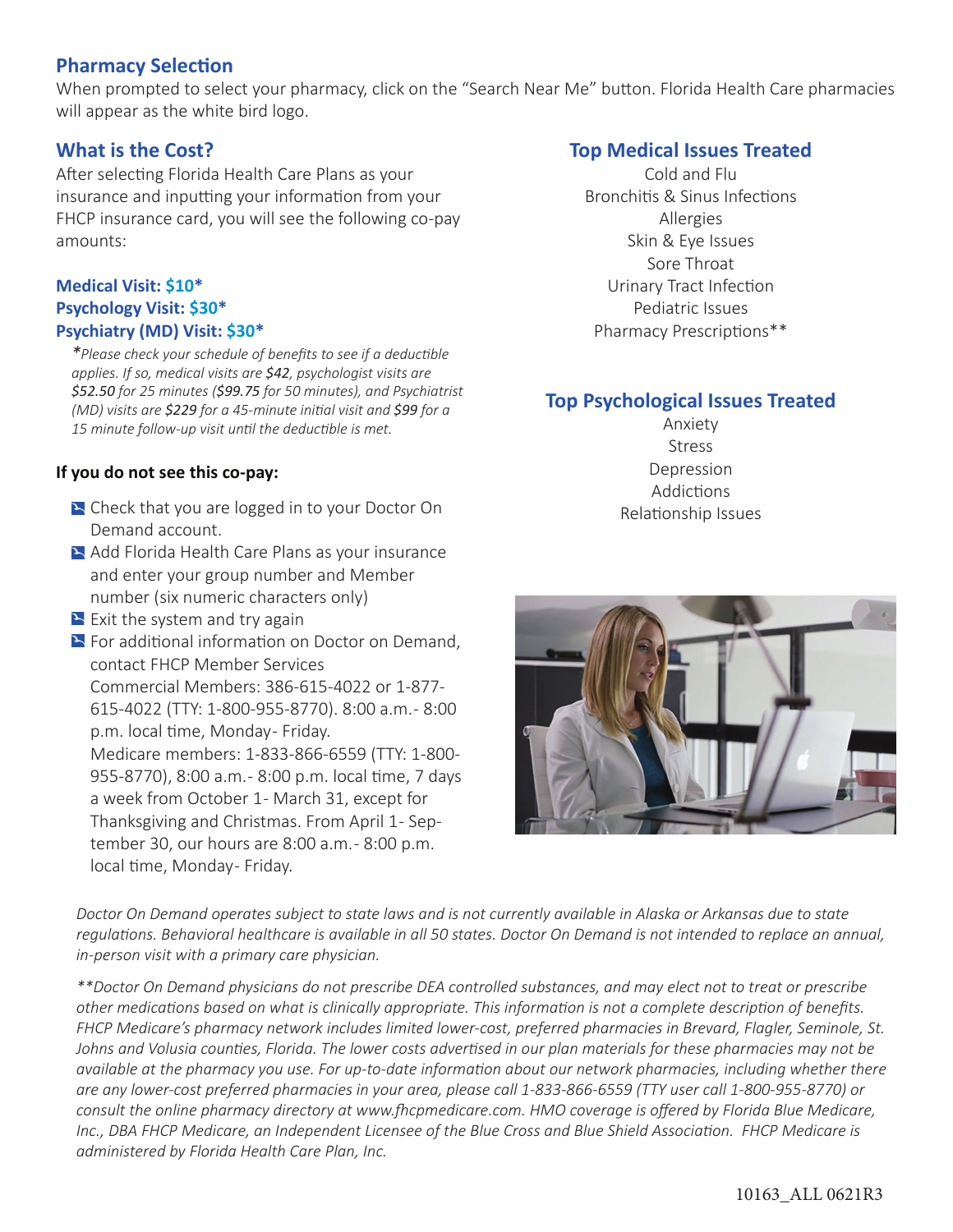## Pharmacy Selection

When prompted to select your pharmacy, click on the "Search Near Me" button. Florida Health Care pharmacies will appear as the white bird logo.

## What is the Cost?

After selecting Florida Health Care Plans as your insurance and inputting your information from your FHCP insurance card, you will see the following co-pay amounts:

**Medical Visit: $10***
**Psychology Visit: $30***
**Psychiatry (MD) Visit: $30***

*\*Please check your schedule of benefits to see if a deductible applies. If so, medical visits are **$42**, psychologist visits are **$52.50** for 25 minutes (**$99.75** for 50 minutes), and Psychiatrist (MD) visits are **$229** for a 45-minute initial visit and **$99** for a 15 minute follow-up visit until the deductible is met.*

**If you do not see this co-pay:**

- Check that you are logged in to your Doctor On Demand account.
- Add Florida Health Care Plans as your insurance and enter your group number and Member number (six numeric characters only)
- Exit the system and try again
- For additional information on Doctor on Demand, contact FHCP Member Services
  Commercial Members: 386-615-4022 or 1-877-615-4022 (TTY: 1-800-955-8770). 8:00 a.m.- 8:00 p.m. local time, Monday- Friday.
  Medicare members: 1-833-866-6559 (TTY: 1-800-955-8770), 8:00 a.m.- 8:00 p.m. local time, 7 days a week from October 1- March 31, except for Thanksgiving and Christmas. From April 1- September 30, our hours are 8:00 a.m.- 8:00 p.m. local time, Monday- Friday.

## Top Medical Issues Treated

Cold and Flu
Bronchitis & Sinus Infections
Allergies
Skin & Eye Issues
Sore Throat
Urinary Tract Infection
Pediatric Issues
Pharmacy Prescriptions**

## Top Psychological Issues Treated

Anxiety
Stress
Depression
Addictions
Relationship Issues

*Doctor On Demand operates subject to state laws and is not currently available in Alaska or Arkansas due to state regulations. Behavioral healthcare is available in all 50 states. Doctor On Demand is not intended to replace an annual, in-person visit with a primary care physician.*

*\*\*Doctor On Demand physicians do not prescribe DEA controlled substances, and may elect not to treat or prescribe other medications based on what is clinically appropriate. This information is not a complete description of benefits. FHCP Medicare's pharmacy network includes limited lower-cost, preferred pharmacies in Brevard, Flagler, Seminole, St. Johns and Volusia counties, Florida. The lower costs advertised in our plan materials for these pharmacies may not be available at the pharmacy you use. For up-to-date information about our network pharmacies, including whether there are any lower-cost preferred pharmacies in your area, please call 1-833-866-6559 (TTY user call 1-800-955-8770) or consult the online pharmacy directory at www.fhcpmedicare.com. HMO coverage is offered by Florida Blue Medicare, Inc., DBA FHCP Medicare, an Independent Licensee of the Blue Cross and Blue Shield Association. FHCP Medicare is administered by Florida Health Care Plan, Inc.*

10163_ALL 0621R3